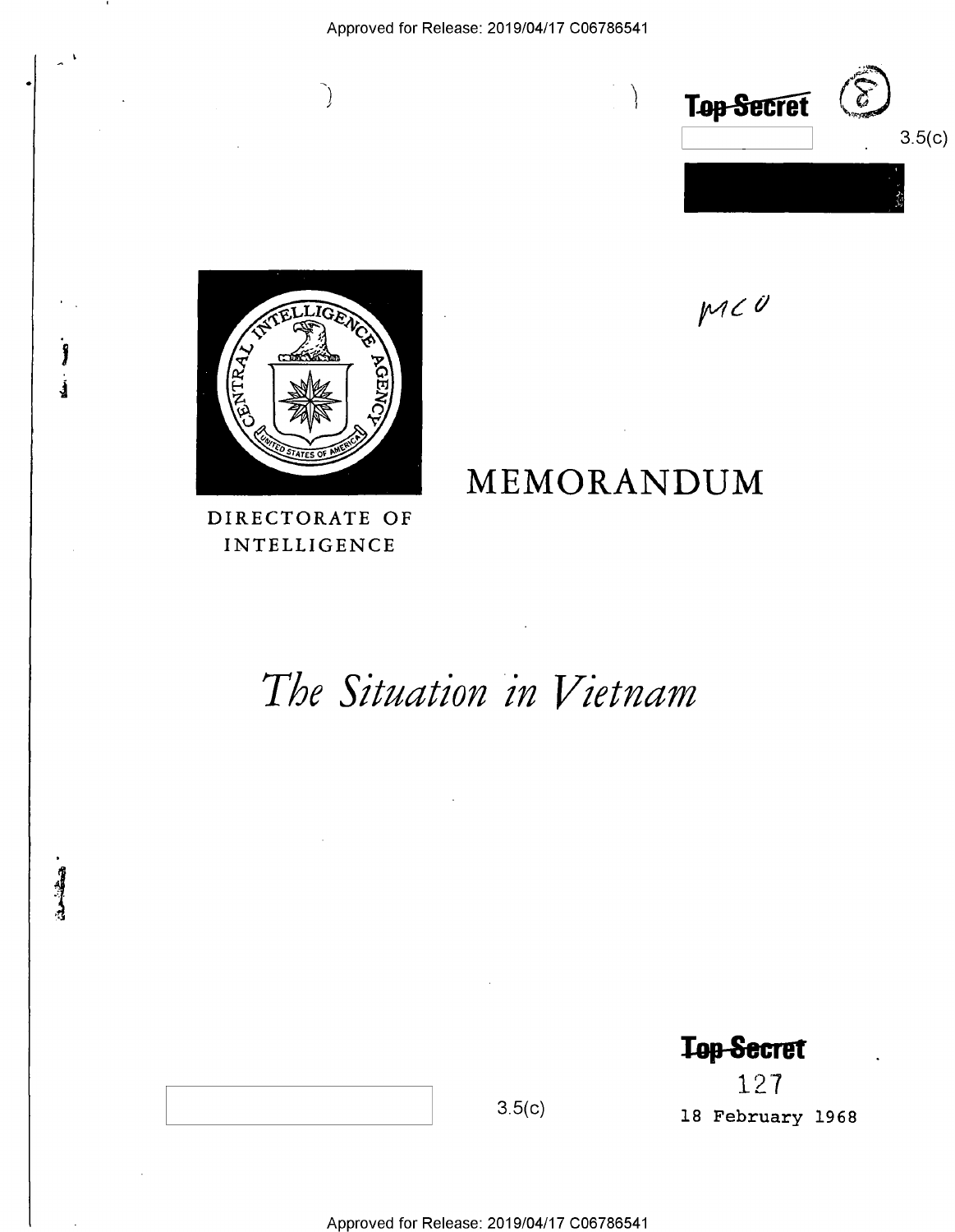Top Secret

3.5(c)

MCO

DIRECTORATE OF INTELLIGENCE

# MEMORANDUM

# *The Situation in Vietnam*

Top Secret

127

3.5(c)

18 February 1968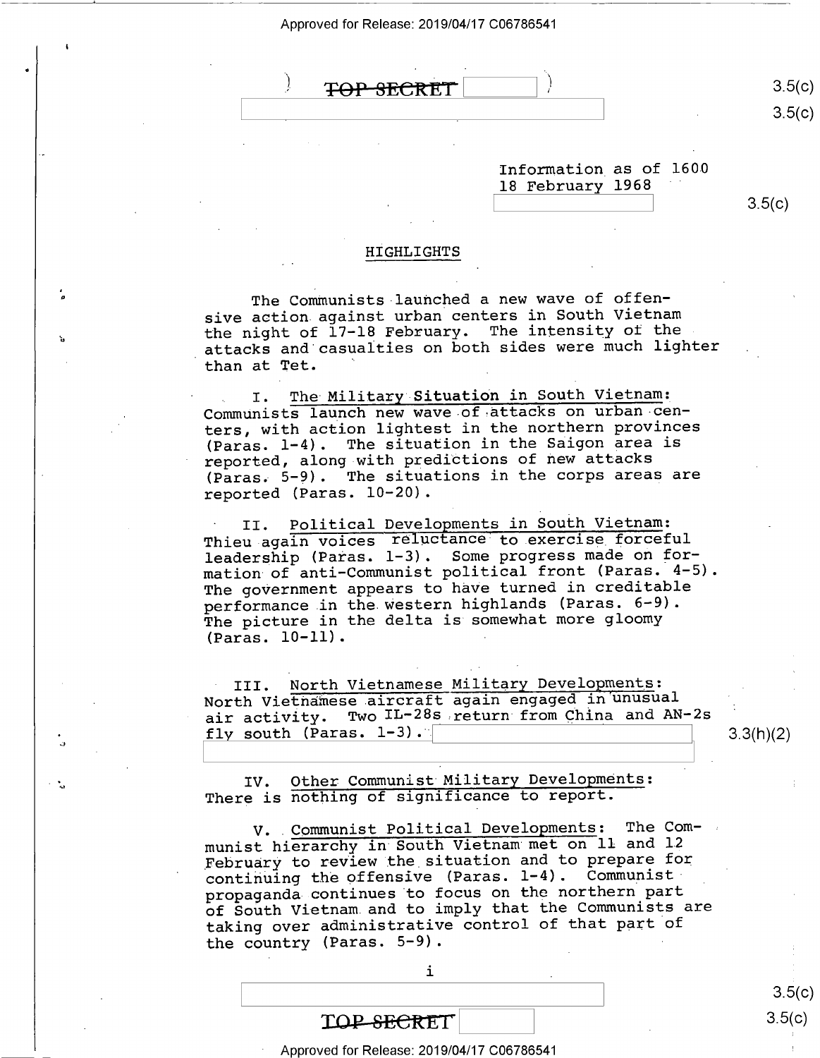TOP SECRET

Information as of 1600
18 February 1968

## HIGHLIGHTS

The Communists launched a new wave of offensive action against urban centers in South Vietnam the night of 17-18 February. The intensity of the attacks and casualties on both sides were much lighter than at Tet.

I. The Military Situation in South Vietnam: Communists launch new wave of attacks on urban centers, with action lightest in the northern provinces (Paras. 1-4). The situation in the Saigon area is reported, along with predictions of new attacks (Paras. 5-9). The situations in the corps areas are reported (Paras. 10-20).

II. Political Developments in South Vietnam: Thieu again voices reluctance to exercise forceful leadership (Paras. 1-3). Some progress made on formation of anti-Communist political front (Paras. 4-5). The government appears to have turned in creditable performance in the western highlands (Paras. 6-9). The picture in the delta is somewhat more gloomy (Paras. 10-11).

III. North Vietnamese Military Developments: North Vietnamese aircraft again engaged in unusual air activity. Two IL-28s return from China and AN-2s fly south (Paras. 1-3).

IV. Other Communist Military Developments: There is nothing of significance to report.

V. Communist Political Developments: The Communist hierarchy in South Vietnam met on 11 and 12 February to review the situation and to prepare for continuing the offensive (Paras. 1-4). Communist propaganda continues to focus on the northern part of South Vietnam and to imply that the Communists are taking over administrative control of that part of the country (Paras. 5-9).

i

TOP SECRET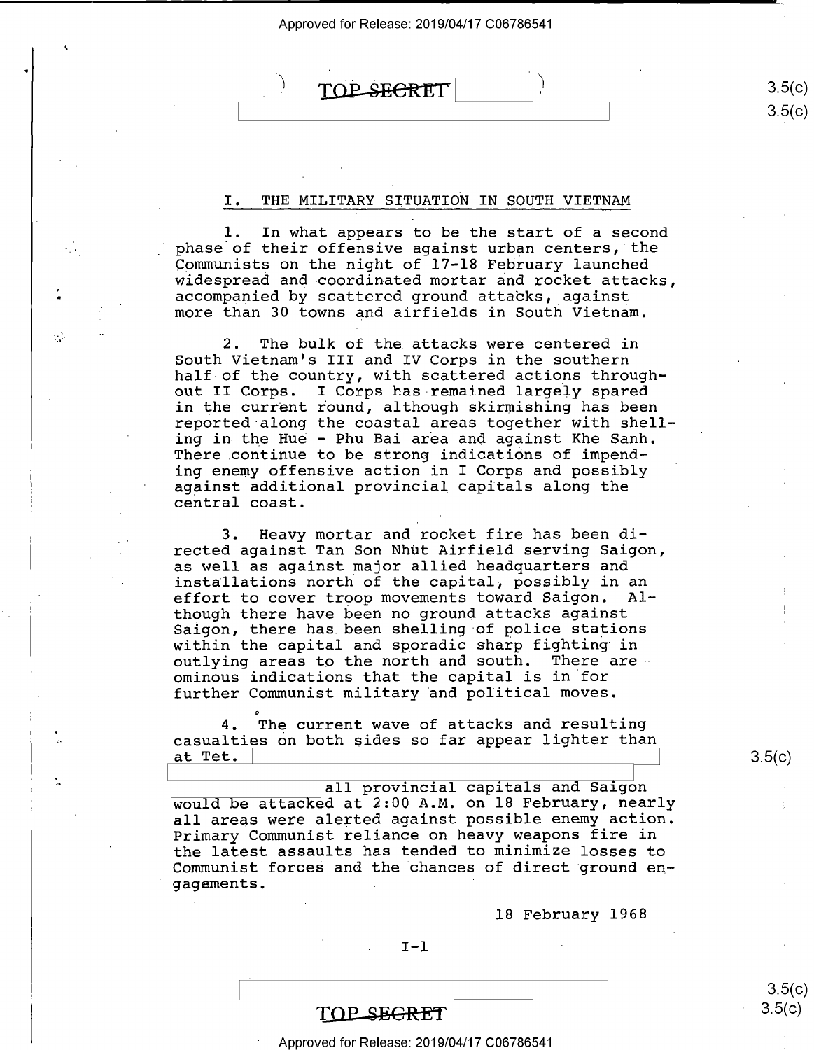## I. THE MILITARY SITUATION IN SOUTH VIETNAM

1. In what appears to be the start of a second phase of their offensive against urban centers, the Communists on the night of 17-18 February launched widespread and coordinated mortar and rocket attacks, accompanied by scattered ground attacks, against more than 30 towns and airfields in South Vietnam.

2. The bulk of the attacks were centered in South Vietnam's III and IV Corps in the southern half of the country, with scattered actions throughout II Corps. I Corps has remained largely spared in the current round, although skirmishing has been reported along the coastal areas together with shelling in the Hue - Phu Bai area and against Khe Sanh. There continue to be strong indications of impending enemy offensive action in I Corps and possibly against additional provincial capitals along the central coast.

3. Heavy mortar and rocket fire has been directed against Tan Son Nhut Airfield serving Saigon, as well as against major allied headquarters and installations north of the capital, possibly in an effort to cover troop movements toward Saigon. Although there have been no ground attacks against Saigon, there has been shelling of police stations within the capital and sporadic sharp fighting in outlying areas to the north and south. There are ominous indications that the capital is in for further Communist military and political moves.

4. The current wave of attacks and resulting casualties on both sides so far appear lighter than at Tet. [redacted] all provincial capitals and Saigon would be attacked at 2:00 A.M. on 18 February, nearly all areas were alerted against possible enemy action. Primary Communist reliance on heavy weapons fire in the latest assaults has tended to minimize losses to Communist forces and the chances of direct ground engagements.

18 February 1968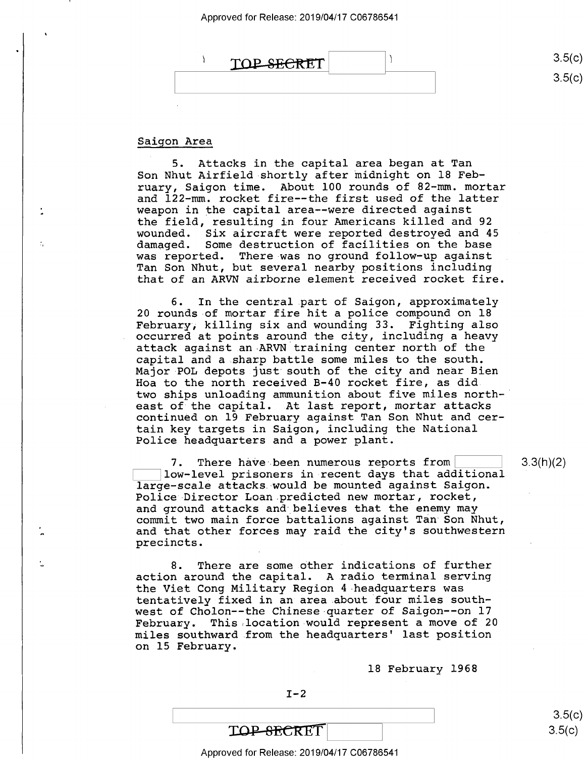## Saigon Area

5. Attacks in the capital area began at Tan Son Nhut Airfield shortly after midnight on 18 February, Saigon time. About 100 rounds of 82-mm. mortar and 122-mm. rocket fire--the first used of the latter weapon in the capital area--were directed against the field, resulting in four Americans killed and 92 wounded. Six aircraft were reported destroyed and 45 damaged. Some destruction of facilities on the base was reported. There was no ground follow-up against Tan Son Nhut, but several nearby positions including that of an ARVN airborne element received rocket fire.

6. In the central part of Saigon, approximately 20 rounds of mortar fire hit a police compound on 18 February, killing six and wounding 33. Fighting also occurred at points around the city, including a heavy attack against an ARVN training center north of the capital and a sharp battle some miles to the south. Major POL depots just south of the city and near Bien Hoa to the north received B-40 rocket fire, as did two ships unloading ammunition about five miles northeast of the capital. At last report, mortar attacks continued on 19 February against Tan Son Nhut and certain key targets in Saigon, including the National Police headquarters and a power plant.

7. There have been numerous reports from [redacted] low-level prisoners in recent days that additional large-scale attacks would be mounted against Saigon. Police Director Loan predicted new mortar, rocket, and ground attacks and believes that the enemy may commit two main force battalions against Tan Son Nhut, and that other forces may raid the city's southwestern precincts.

8. There are some other indications of further action around the capital. A radio terminal serving the Viet Cong Military Region 4 headquarters was tentatively fixed in an area about four miles southwest of Cholon--the Chinese quarter of Saigon--on 17 February. This location would represent a move of 20 miles southward from the headquarters' last position on 15 February.

18 February 1968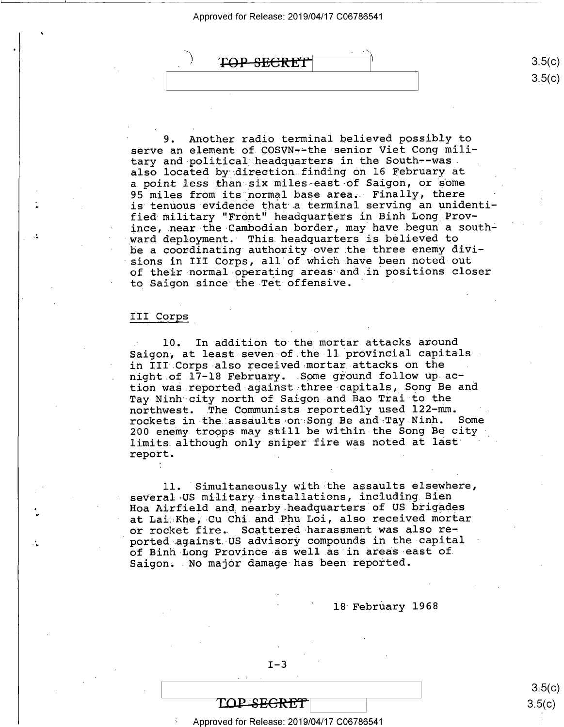9. Another radio terminal believed possibly to serve an element of COSVN--the senior Viet Cong military and political headquarters in the South--was also located by direction finding on 16 February at a point less than six miles east of Saigon, or some 95 miles from its normal base area. Finally, there is tenuous evidence that a terminal serving an unidentified military "Front" headquarters in Binh Long Province, near the Cambodian border, may have begun a southward deployment. This headquarters is believed to be a coordinating authority over the three enemy divisions in III Corps, all of which have been noted out of their normal operating areas and in positions closer to Saigon since the Tet offensive.

## III Corps

10. In addition to the mortar attacks around Saigon, at least seven of the 11 provincial capitals in III Corps also received mortar attacks on the night of 17-18 February. Some ground follow up action was reported against three capitals, Song Be and Tay Ninh city north of Saigon and Bao Trai to the northwest. The Communists reportedly used 122-mm. rockets in the assaults on Song Be and Tay Ninh. Some 200 enemy troops may still be within the Song Be city limits although only sniper fire was noted at last report.

11. Simultaneously with the assaults elsewhere, several US military installations, including Bien Hoa Airfield and nearby headquarters of US brigades at Lai Khe, Cu Chi and Phu Loi, also received mortar or rocket fire. Scattered harassment was also reported against US advisory compounds in the capital of Binh Long Province as well as in areas east of Saigon. No major damage has been reported.

18 February 1968

I-3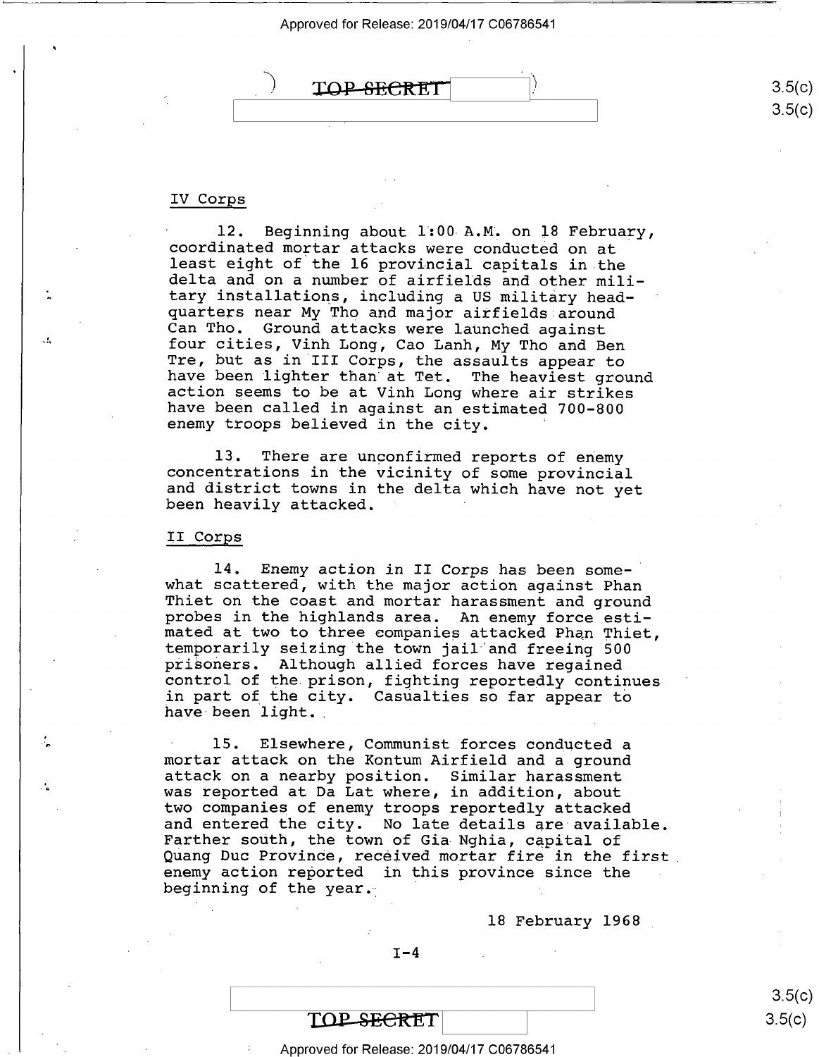## IV Corps

12. Beginning about 1:00 A.M. on 18 February, coordinated mortar attacks were conducted on at least eight of the 16 provincial capitals in the delta and on a number of airfields and other military installations, including a US military headquarters near My Tho and major airfields around Can Tho. Ground attacks were launched against four cities, Vinh Long, Cao Lanh, My Tho and Ben Tre, but as in III Corps, the assaults appear to have been lighter than at Tet. The heaviest ground action seems to be at Vinh Long where air strikes have been called in against an estimated 700-800 enemy troops believed in the city.

13. There are unconfirmed reports of enemy concentrations in the vicinity of some provincial and district towns in the delta which have not yet been heavily attacked.

## II Corps

14. Enemy action in II Corps has been somewhat scattered, with the major action against Phan Thiet on the coast and mortar harassment and ground probes in the highlands area. An enemy force estimated at two to three companies attacked Phan Thiet, temporarily seizing the town jail and freeing 500 prisoners. Although allied forces have regained control of the prison, fighting reportedly continues in part of the city. Casualties so far appear to have been light.

15. Elsewhere, Communist forces conducted a mortar attack on the Kontum Airfield and a ground attack on a nearby position. Similar harassment was reported at Da Lat where, in addition, about two companies of enemy troops reportedly attacked and entered the city. No late details are available. Farther south, the town of Gia Nghia, capital of Quang Duc Province, received mortar fire in the first enemy action reported in this province since the beginning of the year.

18 February 1968

I-4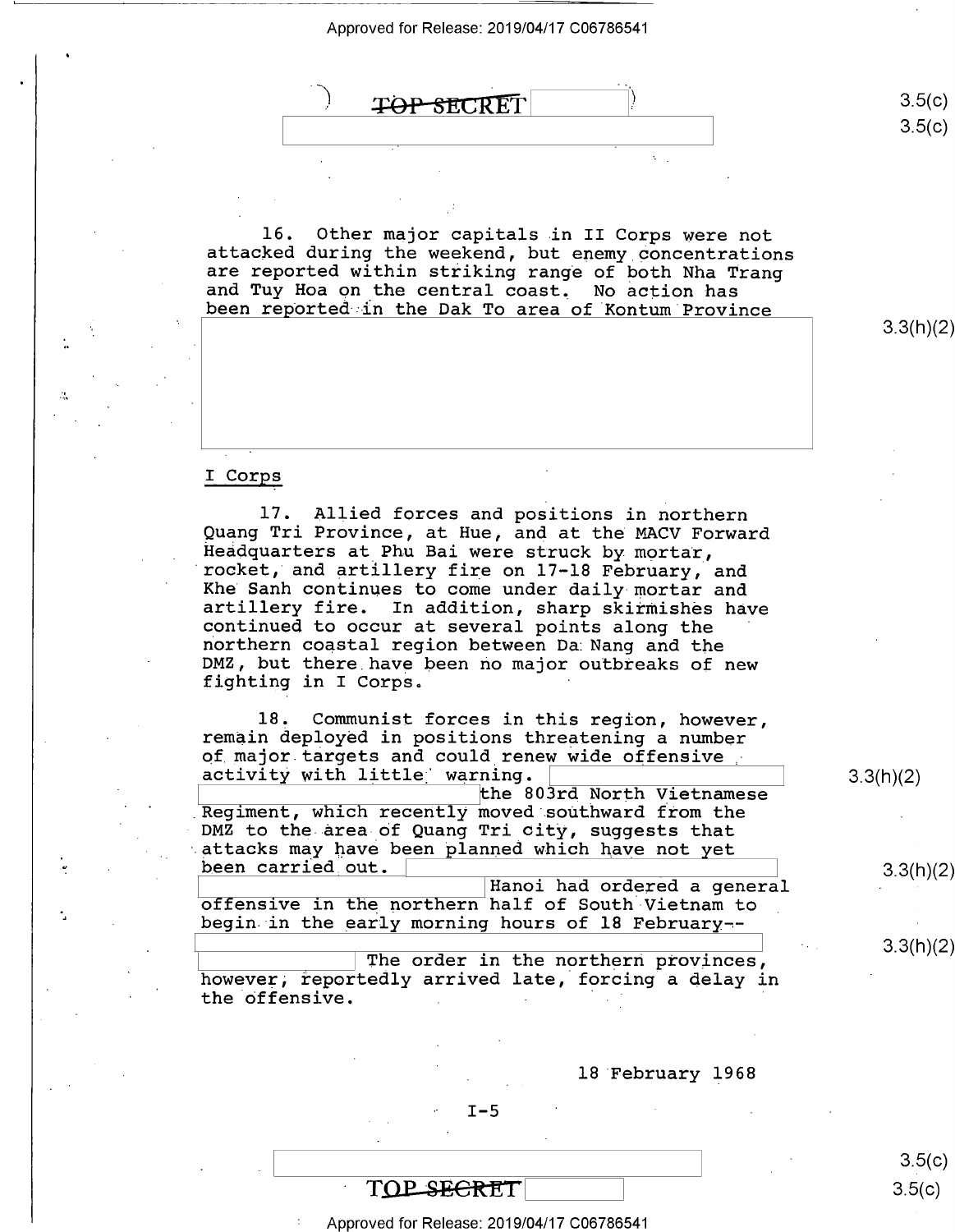16. Other major capitals in II Corps were not attacked during the weekend, but enemy concentrations are reported within striking range of both Nha Trang and Tuy Hoa on the central coast. No action has been reported in the Dak To area of Kontum Province

## I Corps

17. Allied forces and positions in northern Quang Tri Province, at Hue, and at the MACV Forward Headquarters at Phu Bai were struck by mortar, rocket, and artillery fire on 17-18 February, and Khe Sanh continues to come under daily mortar and artillery fire. In addition, sharp skirmishes have continued to occur at several points along the northern coastal region between Da Nang and the DMZ, but there have been no major outbreaks of new fighting in I Corps.

18. Communist forces in this region, however, remain deployed in positions threatening a number of major targets and could renew wide offensive activity with little warning. the 803rd North Vietnamese Regiment, which recently moved southward from the DMZ to the area of Quang Tri city, suggests that attacks may have been planned which have not yet been carried out. Hanoi had ordered a general offensive in the northern half of South Vietnam to begin in the early morning hours of 18 February-- The order in the northern provinces, however, reportedly arrived late, forcing a delay in the offensive.

18 February 1968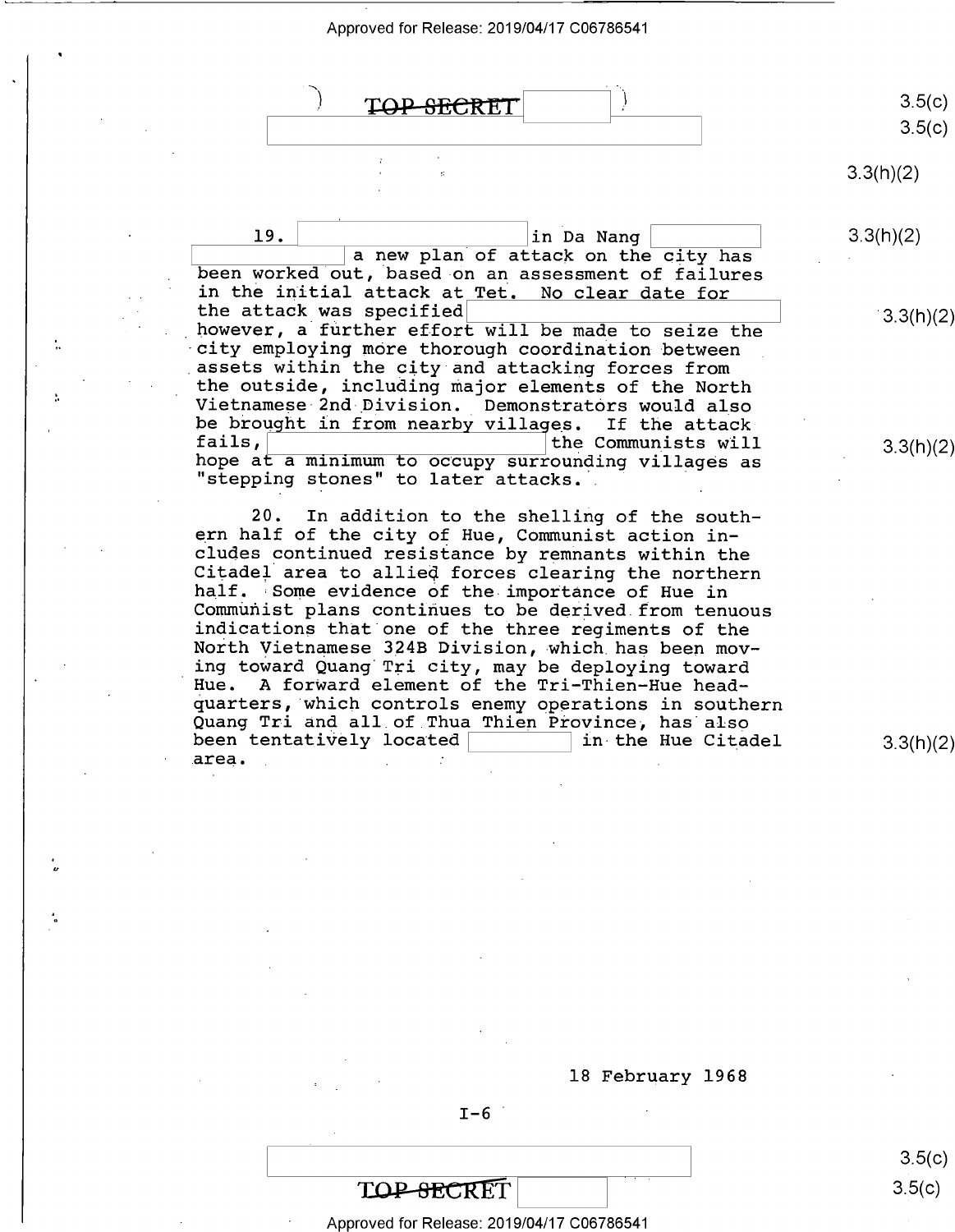TOP SECRET

19. in Da Nang a new plan of attack on the city has been worked out, based on an assessment of failures in the initial attack at Tet. No clear date for the attack was specified however, a further effort will be made to seize the city employing more thorough coordination between assets within the city and attacking forces from the outside, including major elements of the North Vietnamese 2nd Division. Demonstrators would also be brought in from nearby villages. If the attack fails, the Communists will hope at a minimum to occupy surrounding villages as "stepping stones" to later attacks.

20. In addition to the shelling of the southern half of the city of Hue, Communist action includes continued resistance by remnants within the Citadel area to allied forces clearing the northern half. Some evidence of the importance of Hue in Communist plans continues to be derived from tenuous indications that one of the three regiments of the North Vietnamese 324B Division, which has been moving toward Quang Tri city, may be deploying toward Hue. A forward element of the Tri-Thien-Hue headquarters, which controls enemy operations in southern Quang Tri and all of Thua Thien Province, has also been tentatively located in the Hue Citadel area.

18 February 1968

I-6

TOP SECRET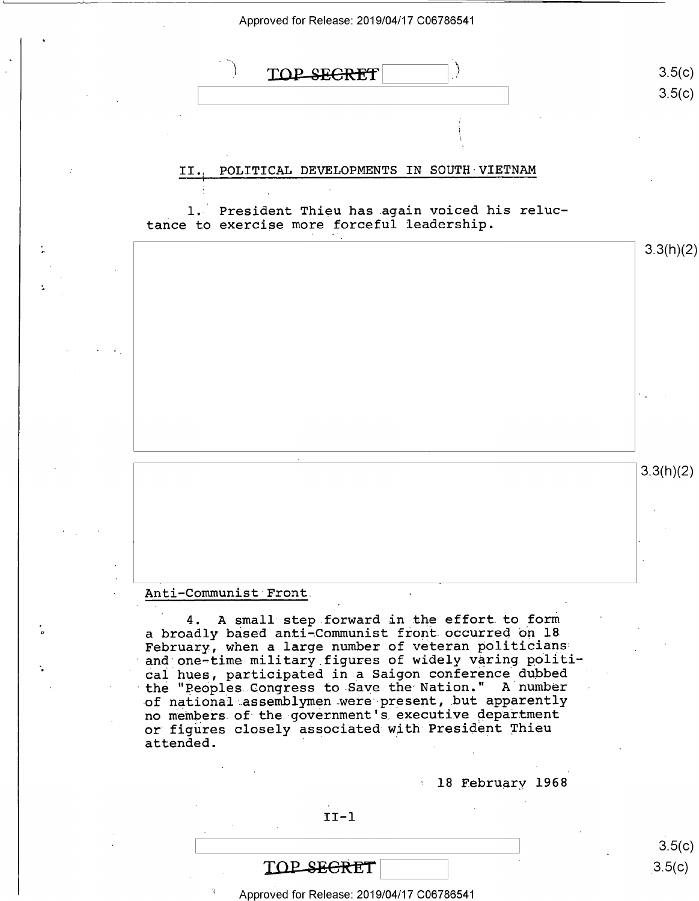## II. POLITICAL DEVELOPMENTS IN SOUTH VIETNAM

1. President Thieu has again voiced his reluctance to exercise more forceful leadership.

### Anti-Communist Front

4. A small step forward in the effort to form a broadly based anti-Communist front occurred on 18 February, when a large number of veteran politicians and one-time military figures of widely varing political hues, participated in a Saigon conference dubbed the "Peoples Congress to Save the Nation." A number of national assemblymen were present, but apparently no members of the government's executive department or figures closely associated with President Thieu attended.

18 February 1968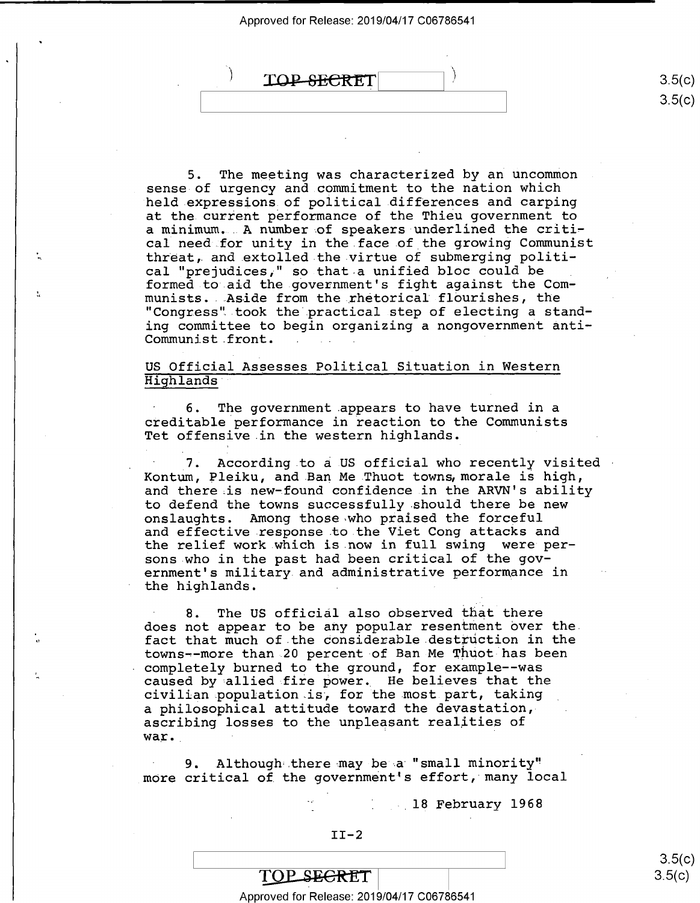5. The meeting was characterized by an uncommon sense of urgency and commitment to the nation which held expressions of political differences and carping at the current performance of the Thieu government to a minimum. A number of speakers underlined the critical need for unity in the face of the growing Communist threat, and extolled the virtue of submerging political "prejudices," so that a unified bloc could be formed to aid the government's fight against the Communists. Aside from the rhetorical flourishes, the "Congress" took the practical step of electing a standing committee to begin organizing a nongovernment anti-Communist front.

US Official Assesses Political Situation in Western Highlands

6. The government appears to have turned in a creditable performance in reaction to the Communists Tet offensive in the western highlands.

7. According to a US official who recently visited Kontum, Pleiku, and Ban Me Thuot towns, morale is high, and there is new-found confidence in the ARVN's ability to defend the towns successfully should there be new onslaughts. Among those who praised the forceful and effective response to the Viet Cong attacks and the relief work which is now in full swing were persons who in the past had been critical of the government's military and administrative performance in the highlands.

8. The US official also observed that there does not appear to be any popular resentment over the fact that much of the considerable destruction in the towns--more than 20 percent of Ban Me Thuot has been completely burned to the ground, for example--was caused by allied fire power. He believes that the civilian population is, for the most part, taking a philosophical attitude toward the devastation, ascribing losses to the unpleasant realities of war.

9. Although there may be a "small minority" more critical of the government's effort, many local

18 February 1968

II-2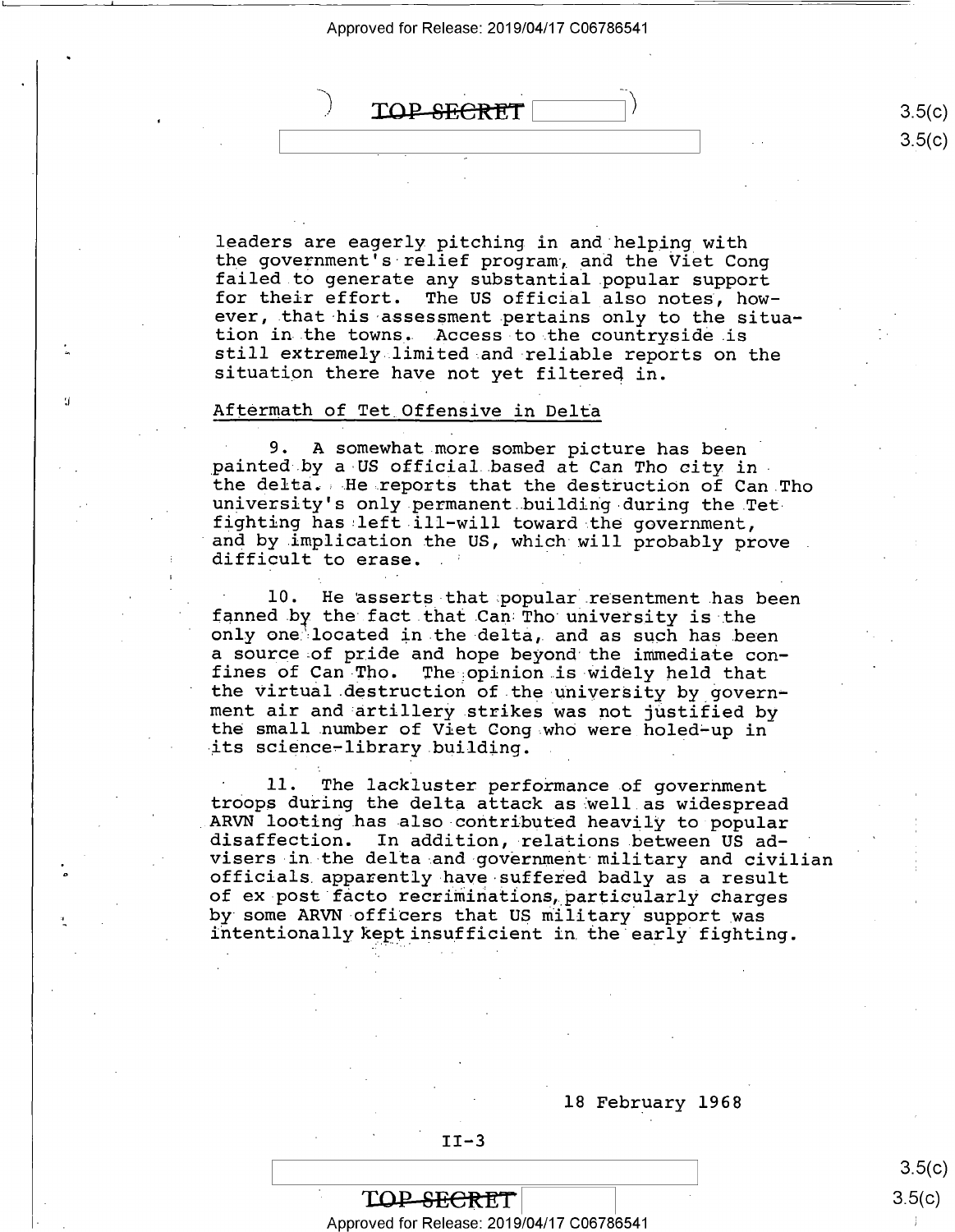leaders are eagerly pitching in and helping with the government's relief program, and the Viet Cong failed to generate any substantial popular support for their effort. The US official also notes, however, that his assessment pertains only to the situation in the towns. Access to the countryside is still extremely limited and reliable reports on the situation there have not yet filtered in.

Aftermath of Tet Offensive in Delta

9. A somewhat more somber picture has been painted by a US official based at Can Tho city in the delta. He reports that the destruction of Can Tho university's only permanent building during the Tet fighting has left ill-will toward the government, and by implication the US, which will probably prove difficult to erase.

10. He asserts that popular resentment has been fanned by the fact that Can Tho university is the only one located in the delta, and as such has been a source of pride and hope beyond the immediate confines of Can Tho. The opinion is widely held that the virtual destruction of the university by government air and artillery strikes was not justified by the small number of Viet Cong who were holed-up in its science-library building.

11. The lackluster performance of government troops during the delta attack as well as widespread ARVN looting has also contributed heavily to popular disaffection. In addition, relations between US advisers in the delta and government military and civilian officials apparently have suffered badly as a result of ex post facto recriminations, particularly charges by some ARVN officers that US military support was intentionally kept insufficient in the early fighting.

18 February 1968

II-3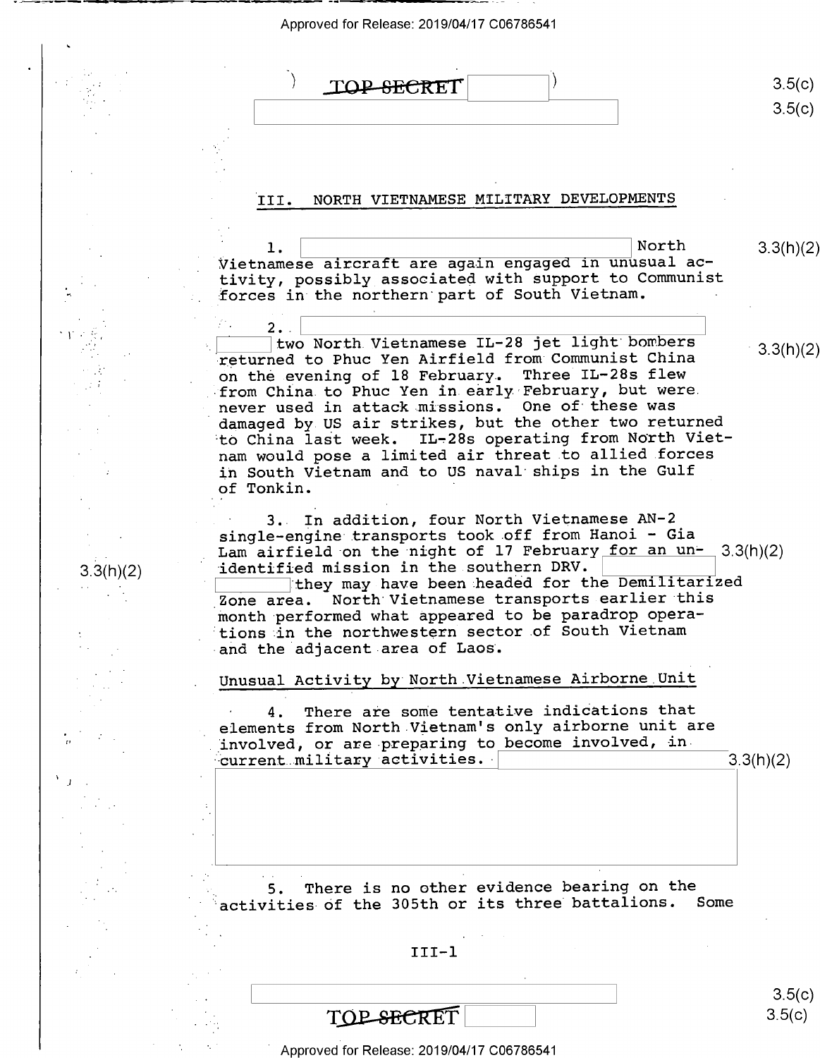TOP SECRET

## III. NORTH VIETNAMESE MILITARY DEVELOPMENTS

1. North Vietnamese aircraft are again engaged in unusual activity, possibly associated with support to Communist forces in the northern part of South Vietnam.

2. two North Vietnamese IL-28 jet light bombers returned to Phuc Yen Airfield from Communist China on the evening of 18 February. Three IL-28s flew from China to Phuc Yen in early February, but were never used in attack missions. One of these was damaged by US air strikes, but the other two returned to China last week. IL-28s operating from North Vietnam would pose a limited air threat to allied forces in South Vietnam and to US naval ships in the Gulf of Tonkin.

3. In addition, four North Vietnamese AN-2 single-engine transports took off from Hanoi - Gia Lam airfield on the night of 17 February for an unidentified mission in the southern DRV. they may have been headed for the Demilitarized Zone area. North Vietnamese transports earlier this month performed what appeared to be paradrop operations in the northwestern sector of South Vietnam and the adjacent area of Laos.

### Unusual Activity by North Vietnamese Airborne Unit

4. There are some tentative indications that elements from North Vietnam's only airborne unit are involved, or are preparing to become involved, in current military activities.

5. There is no other evidence bearing on the activities of the 305th or its three battalions. Some

TOP SECRET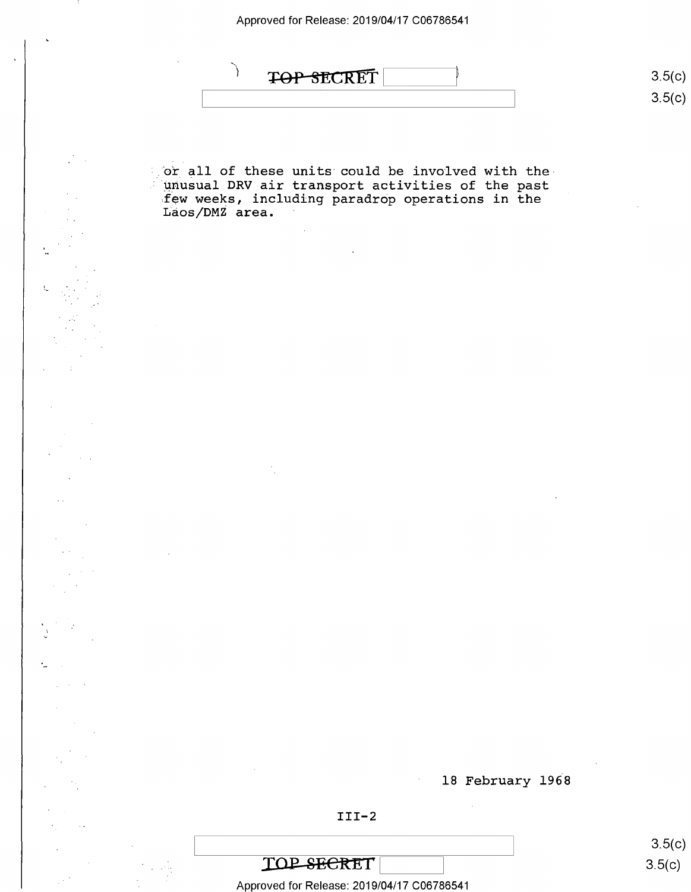or all of these units could be involved with the unusual DRV air transport activities of the past few weeks, including paradrop operations in the Laos/DMZ area.

18 February 1968

III-2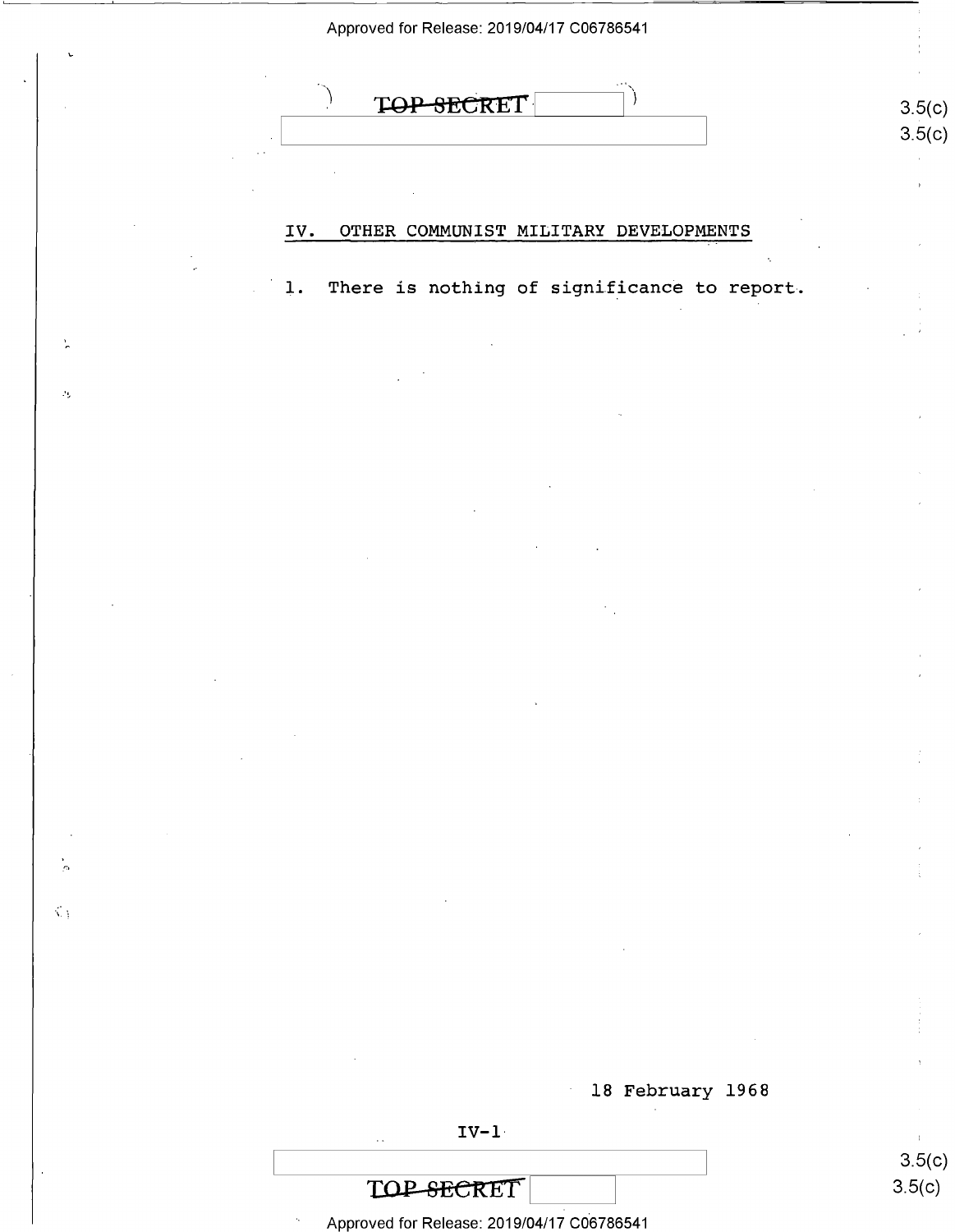## IV. OTHER COMMUNIST MILITARY DEVELOPMENTS

1. There is nothing of significance to report.

18 February 1968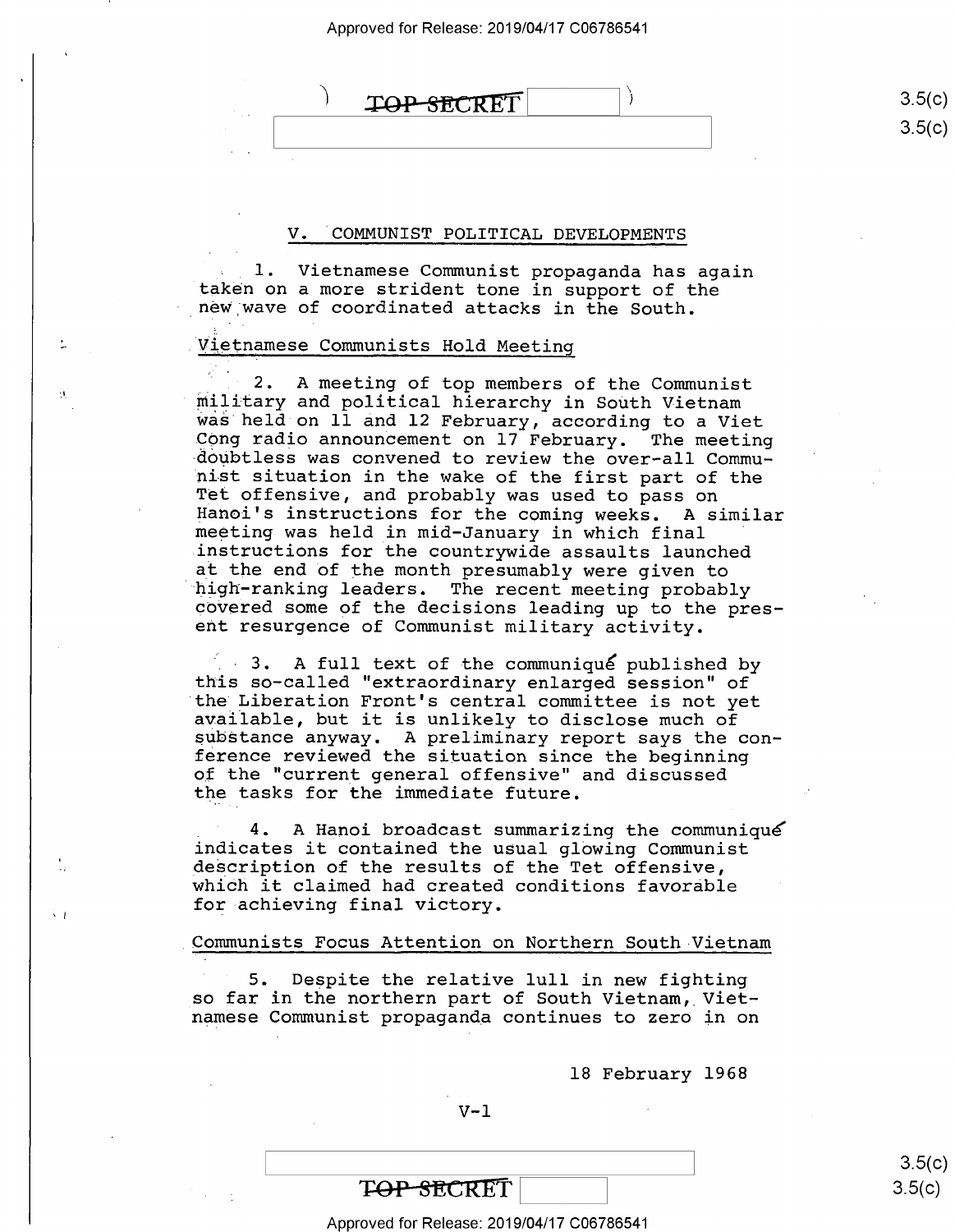## V. COMMUNIST POLITICAL DEVELOPMENTS

1. Vietnamese Communist propaganda has again taken on a more strident tone in support of the new wave of coordinated attacks in the South.

### Vietnamese Communists Hold Meeting

2. A meeting of top members of the Communist military and political hierarchy in South Vietnam was held on 11 and 12 February, according to a Viet Cong radio announcement on 17 February. The meeting doubtless was convened to review the over-all Communist situation in the wake of the first part of the Tet offensive, and probably was used to pass on Hanoi's instructions for the coming weeks. A similar meeting was held in mid-January in which final instructions for the countrywide assaults launched at the end of the month presumably were given to high-ranking leaders. The recent meeting probably covered some of the decisions leading up to the present resurgence of Communist military activity.

3. A full text of the communiqué published by this so-called "extraordinary enlarged session" of the Liberation Front's central committee is not yet available, but it is unlikely to disclose much of substance anyway. A preliminary report says the conference reviewed the situation since the beginning of the "current general offensive" and discussed the tasks for the immediate future.

4. A Hanoi broadcast summarizing the communiqué indicates it contained the usual glowing Communist description of the results of the Tet offensive, which it claimed had created conditions favorable for achieving final victory.

### Communists Focus Attention on Northern South Vietnam

5. Despite the relative lull in new fighting so far in the northern part of South Vietnam, Vietnamese Communist propaganda continues to zero in on

18 February 1968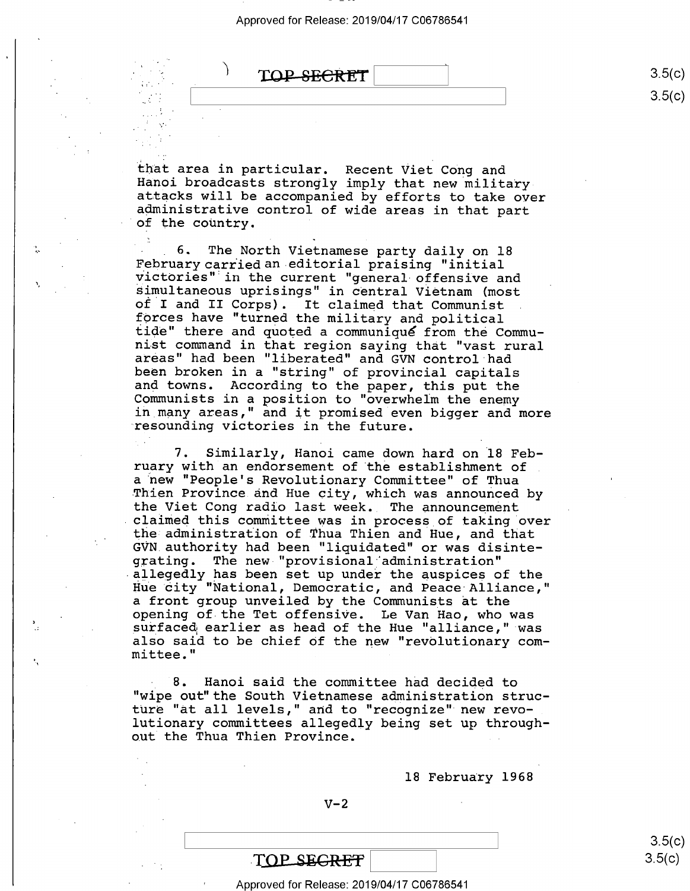that area in particular. Recent Viet Cong and Hanoi broadcasts strongly imply that new military attacks will be accompanied by efforts to take over administrative control of wide areas in that part of the country.

6. The North Vietnamese party daily on 18 February carried an editorial praising "initial victories" in the current "general offensive and simultaneous uprisings" in central Vietnam (most of I and II Corps). It claimed that Communist forces have "turned the military and political tide" there and quoted a communiqué from the Communist command in that region saying that "vast rural areas" had been "liberated" and GVN control had been broken in a "string" of provincial capitals and towns. According to the paper, this put the Communists in a position to "overwhelm the enemy in many areas," and it promised even bigger and more resounding victories in the future.

7. Similarly, Hanoi came down hard on 18 February with an endorsement of the establishment of a new "People's Revolutionary Committee" of Thua Thien Province and Hue city, which was announced by the Viet Cong radio last week. The announcement claimed this committee was in process of taking over the administration of Thua Thien and Hue, and that GVN authority had been "liquidated" or was disintegrating. The new "provisional administration" allegedly has been set up under the auspices of the Hue city "National, Democratic, and Peace Alliance," a front group unveiled by the Communists at the opening of the Tet offensive. Le Van Hao, who was surfaced earlier as head of the Hue "alliance," was also said to be chief of the new "revolutionary committee."

8. Hanoi said the committee had decided to "wipe out" the South Vietnamese administration structure "at all levels," and to "recognize" new revolutionary committees allegedly being set up throughout the Thua Thien Province.

18 February 1968

V-2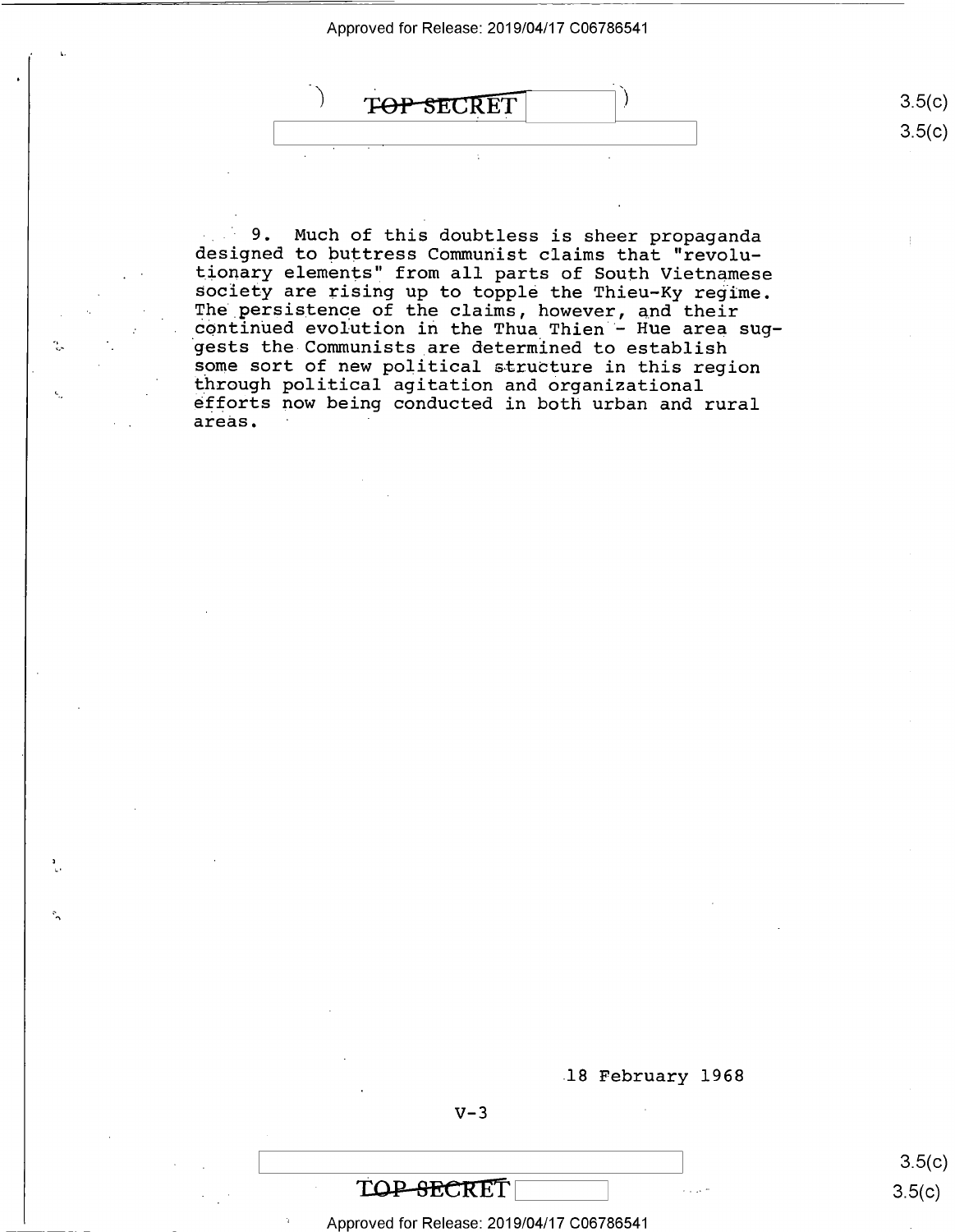9. Much of this doubtless is sheer propaganda designed to buttress Communist claims that "revolutionary elements" from all parts of South Vietnamese society are rising up to topple the Thieu-Ky regime. The persistence of the claims, however, and their continued evolution in the Thua Thien - Hue area suggests the Communists are determined to establish some sort of new political structure in this region through political agitation and organizational efforts now being conducted in both urban and rural areas.

18 February 1968